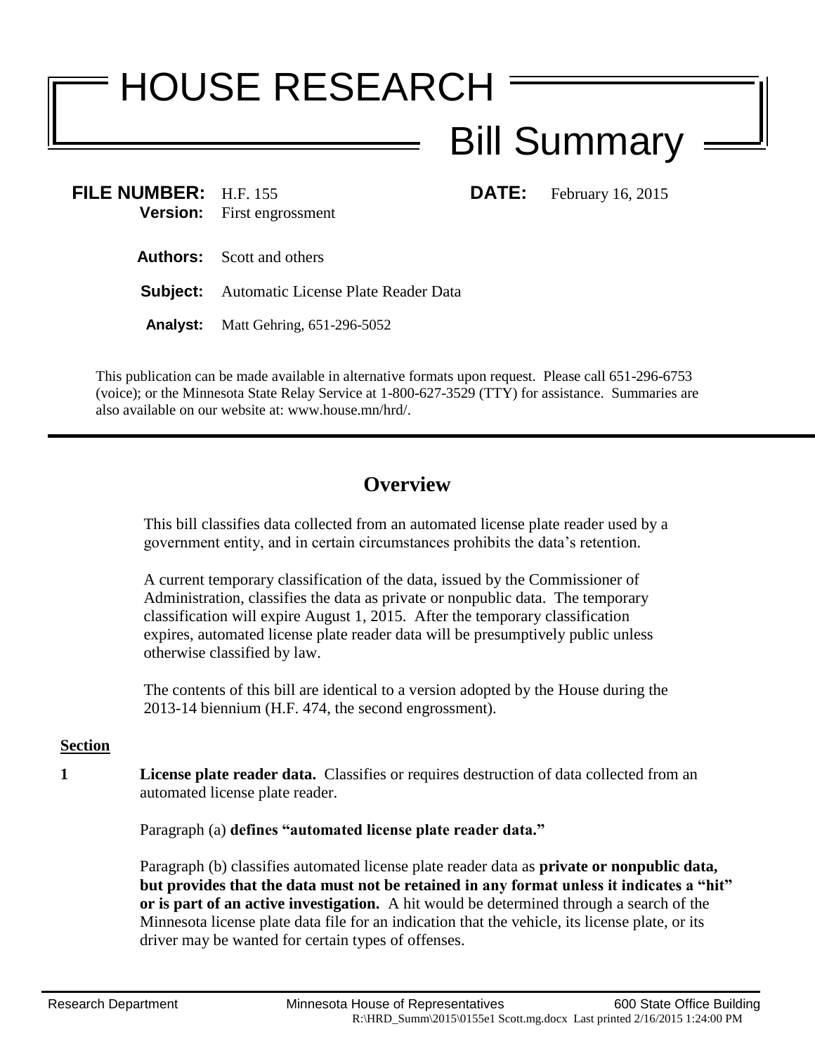# HOUSE RESEARCH

## Bill Summary

**FILE NUMBER:** H.F. 155 **DATE:** February 16, 2015
**Version:** First engrossment

**Authors:** Scott and others

**Subject:** Automatic License Plate Reader Data

**Analyst:** Matt Gehring, 651-296-5052

This publication can be made available in alternative formats upon request. Please call 651-296-6753 (voice); or the Minnesota State Relay Service at 1-800-627-3529 (TTY) for assistance. Summaries are also available on our website at: www.house.mn/hrd/.

---

## Overview

This bill classifies data collected from an automated license plate reader used by a government entity, and in certain circumstances prohibits the data's retention.

A current temporary classification of the data, issued by the Commissioner of Administration, classifies the data as private or nonpublic data. The temporary classification will expire August 1, 2015. After the temporary classification expires, automated license plate reader data will be presumptively public unless otherwise classified by law.

The contents of this bill are identical to a version adopted by the House during the 2013-14 biennium (H.F. 474, the second engrossment).

**Section**

**1** **License plate reader data.** Classifies or requires destruction of data collected from an automated license plate reader.

Paragraph (a) **defines "automated license plate reader data."**

Paragraph (b) classifies automated license plate reader data as **private or nonpublic data, but provides that the data must not be retained in any format unless it indicates a "hit" or is part of an active investigation.** A hit would be determined through a search of the Minnesota license plate data file for an indication that the vehicle, its license plate, or its driver may be wanted for certain types of offenses.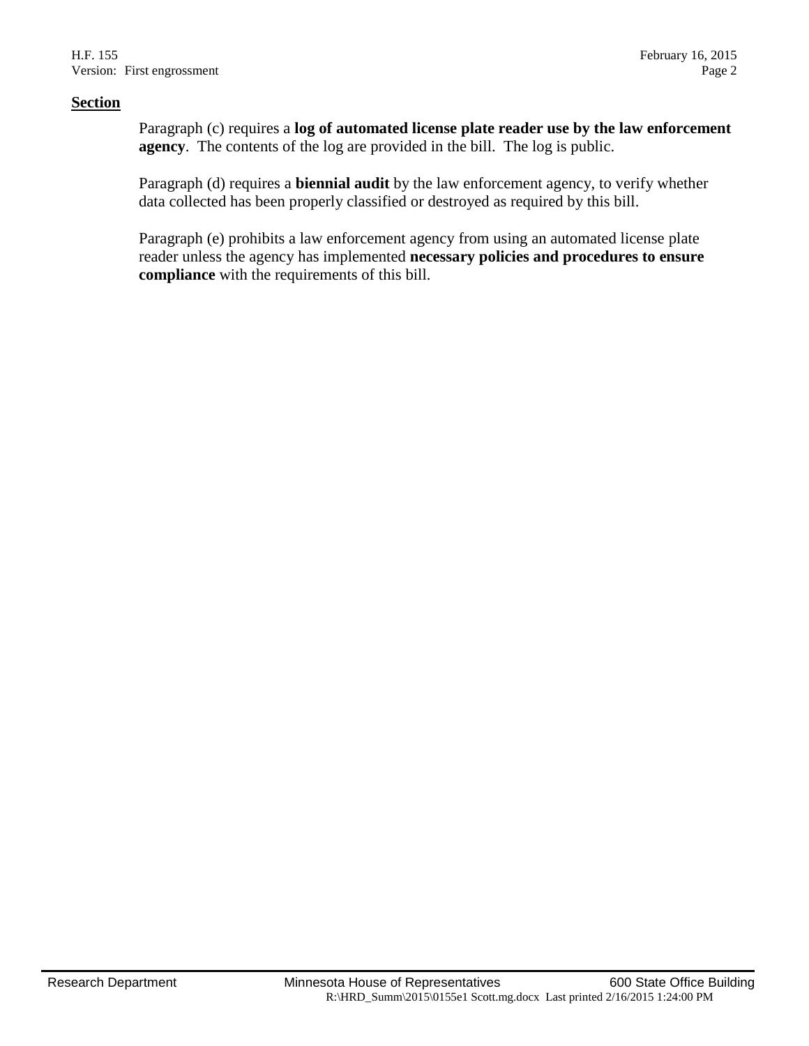**Section**

Paragraph (c) requires a **log of automated license plate reader use by the law enforcement agency**. The contents of the log are provided in the bill. The log is public.

Paragraph (d) requires a **biennial audit** by the law enforcement agency, to verify whether data collected has been properly classified or destroyed as required by this bill.

Paragraph (e) prohibits a law enforcement agency from using an automated license plate reader unless the agency has implemented **necessary policies and procedures to ensure compliance** with the requirements of this bill.